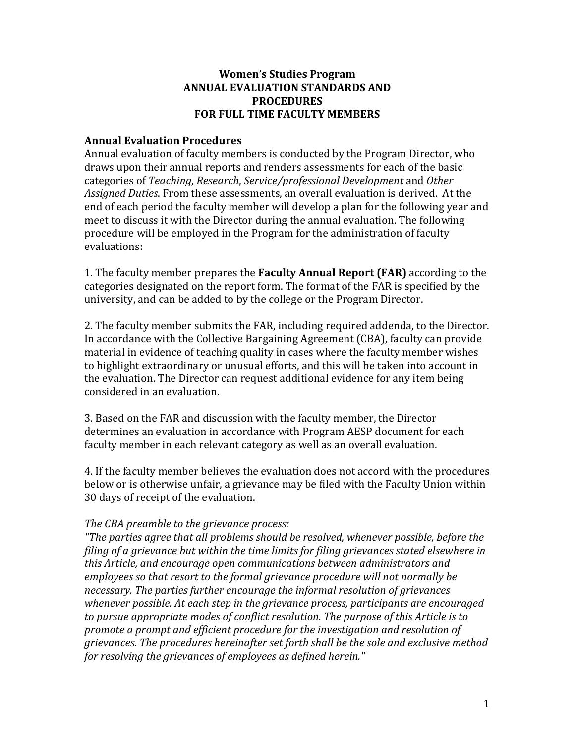# Women's Studies Program
# ANNUAL EVALUATION STANDARDS AND PROCEDURES FOR FULL TIME FACULTY MEMBERS

## Annual Evaluation Procedures

Annual evaluation of faculty members is conducted by the Program Director, who draws upon their annual reports and renders assessments for each of the basic categories of *Teaching*, *Research*, *Service/professional Development* and *Other Assigned Duties*. From these assessments, an overall evaluation is derived. At the end of each period the faculty member will develop a plan for the following year and meet to discuss it with the Director during the annual evaluation. The following procedure will be employed in the Program for the administration of faculty evaluations:

1. The faculty member prepares the **Faculty Annual Report (FAR)** according to the categories designated on the report form. The format of the FAR is specified by the university, and can be added to by the college or the Program Director.

2. The faculty member submits the FAR, including required addenda, to the Director. In accordance with the Collective Bargaining Agreement (CBA), faculty can provide material in evidence of teaching quality in cases where the faculty member wishes to highlight extraordinary or unusual efforts, and this will be taken into account in the evaluation. The Director can request additional evidence for any item being considered in an evaluation.

3. Based on the FAR and discussion with the faculty member, the Director determines an evaluation in accordance with Program AESP document for each faculty member in each relevant category as well as an overall evaluation.

4. If the faculty member believes the evaluation does not accord with the procedures below or is otherwise unfair, a grievance may be filed with the Faculty Union within 30 days of receipt of the evaluation.

*The CBA preamble to the grievance process:*
*"The parties agree that all problems should be resolved, whenever possible, before the filing of a grievance but within the time limits for filing grievances stated elsewhere in this Article, and encourage open communications between administrators and employees so that resort to the formal grievance procedure will not normally be necessary. The parties further encourage the informal resolution of grievances whenever possible. At each step in the grievance process, participants are encouraged to pursue appropriate modes of conflict resolution. The purpose of this Article is to promote a prompt and efficient procedure for the investigation and resolution of grievances. The procedures hereinafter set forth shall be the sole and exclusive method for resolving the grievances of employees as defined herein."*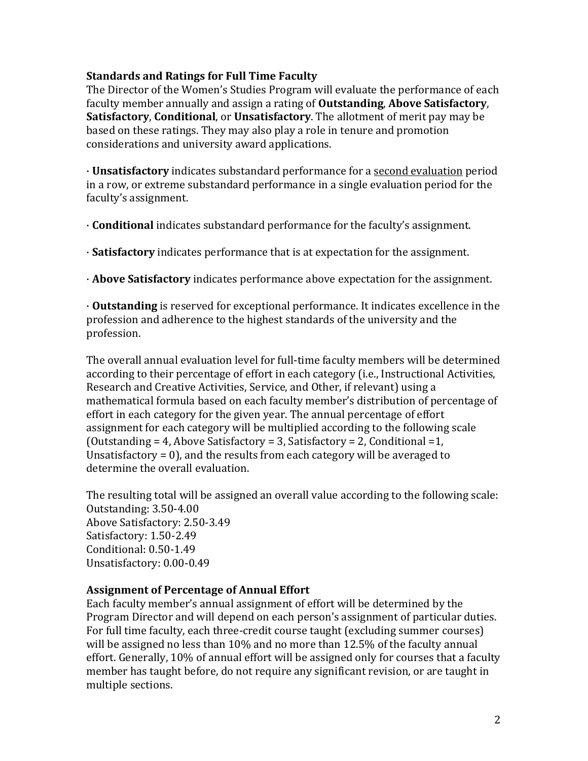**Standards and Ratings for Full Time Faculty**

The Director of the Women's Studies Program will evaluate the performance of each faculty member annually and assign a rating of **Outstanding**, **Above Satisfactory**, **Satisfactory**, **Conditional**, or **Unsatisfactory**. The allotment of merit pay may be based on these ratings. They may also play a role in tenure and promotion considerations and university award applications.

· **Unsatisfactory** indicates substandard performance for a <u>second evaluation</u> period in a row, or extreme substandard performance in a single evaluation period for the faculty's assignment.

· **Conditional** indicates substandard performance for the faculty's assignment.

· **Satisfactory** indicates performance that is at expectation for the assignment.

· **Above Satisfactory** indicates performance above expectation for the assignment.

· **Outstanding** is reserved for exceptional performance. It indicates excellence in the profession and adherence to the highest standards of the university and the profession.

The overall annual evaluation level for full-time faculty members will be determined according to their percentage of effort in each category (i.e., Instructional Activities, Research and Creative Activities, Service, and Other, if relevant) using a mathematical formula based on each faculty member's distribution of percentage of effort in each category for the given year. The annual percentage of effort assignment for each category will be multiplied according to the following scale (Outstanding = 4, Above Satisfactory = 3, Satisfactory = 2, Conditional =1, Unsatisfactory = 0), and the results from each category will be averaged to determine the overall evaluation.

The resulting total will be assigned an overall value according to the following scale:
Outstanding: 3.50-4.00
Above Satisfactory: 2.50-3.49
Satisfactory: 1.50-2.49
Conditional: 0.50-1.49
Unsatisfactory: 0.00-0.49

**Assignment of Percentage of Annual Effort**

Each faculty member's annual assignment of effort will be determined by the Program Director and will depend on each person's assignment of particular duties. For full time faculty, each three-credit course taught (excluding summer courses) will be assigned no less than 10% and no more than 12.5% of the faculty annual effort. Generally, 10% of annual effort will be assigned only for courses that a faculty member has taught before, do not require any significant revision, or are taught in multiple sections.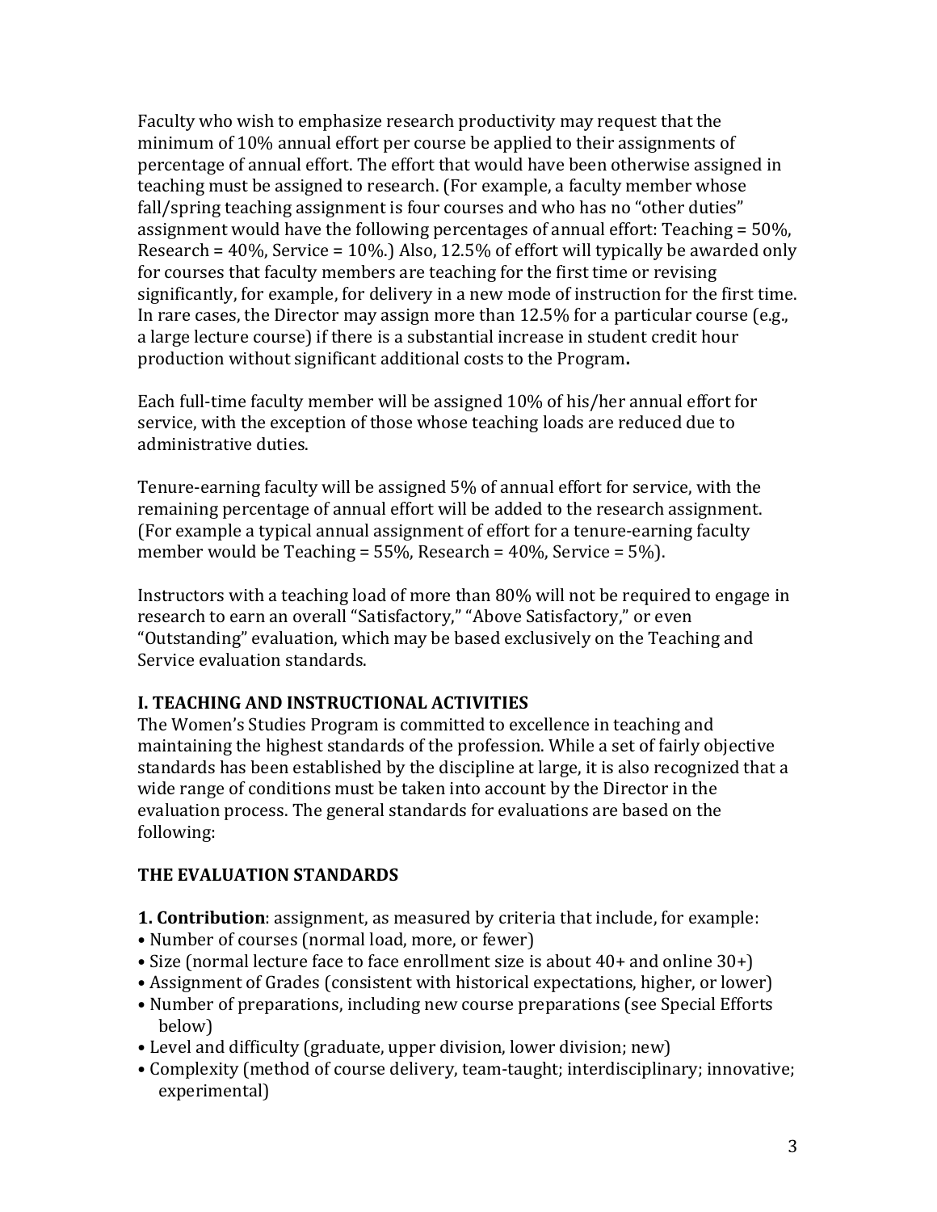Faculty who wish to emphasize research productivity may request that the minimum of 10% annual effort per course be applied to their assignments of percentage of annual effort. The effort that would have been otherwise assigned in teaching must be assigned to research. (For example, a faculty member whose fall/spring teaching assignment is four courses and who has no "other duties" assignment would have the following percentages of annual effort: Teaching = 50%, Research = 40%, Service = 10%.) Also, 12.5% of effort will typically be awarded only for courses that faculty members are teaching for the first time or revising significantly, for example, for delivery in a new mode of instruction for the first time. In rare cases, the Director may assign more than 12.5% for a particular course (e.g., a large lecture course) if there is a substantial increase in student credit hour production without significant additional costs to the Program**.**

Each full-time faculty member will be assigned 10% of his/her annual effort for service, with the exception of those whose teaching loads are reduced due to administrative duties.

Tenure-earning faculty will be assigned 5% of annual effort for service, with the remaining percentage of annual effort will be added to the research assignment. (For example a typical annual assignment of effort for a tenure-earning faculty member would be Teaching = 55%, Research = 40%, Service = 5%).

Instructors with a teaching load of more than 80% will not be required to engage in research to earn an overall "Satisfactory," "Above Satisfactory," or even "Outstanding" evaluation, which may be based exclusively on the Teaching and Service evaluation standards.

## I. TEACHING AND INSTRUCTIONAL ACTIVITIES

The Women's Studies Program is committed to excellence in teaching and maintaining the highest standards of the profession. While a set of fairly objective standards has been established by the discipline at large, it is also recognized that a wide range of conditions must be taken into account by the Director in the evaluation process. The general standards for evaluations are based on the following:

### THE EVALUATION STANDARDS

**1. Contribution**: assignment, as measured by criteria that include, for example:

- Number of courses (normal load, more, or fewer)
- Size (normal lecture face to face enrollment size is about 40+ and online 30+)
- Assignment of Grades (consistent with historical expectations, higher, or lower)
- Number of preparations, including new course preparations (see Special Efforts below)
- Level and difficulty (graduate, upper division, lower division; new)
- Complexity (method of course delivery, team-taught; interdisciplinary; innovative; experimental)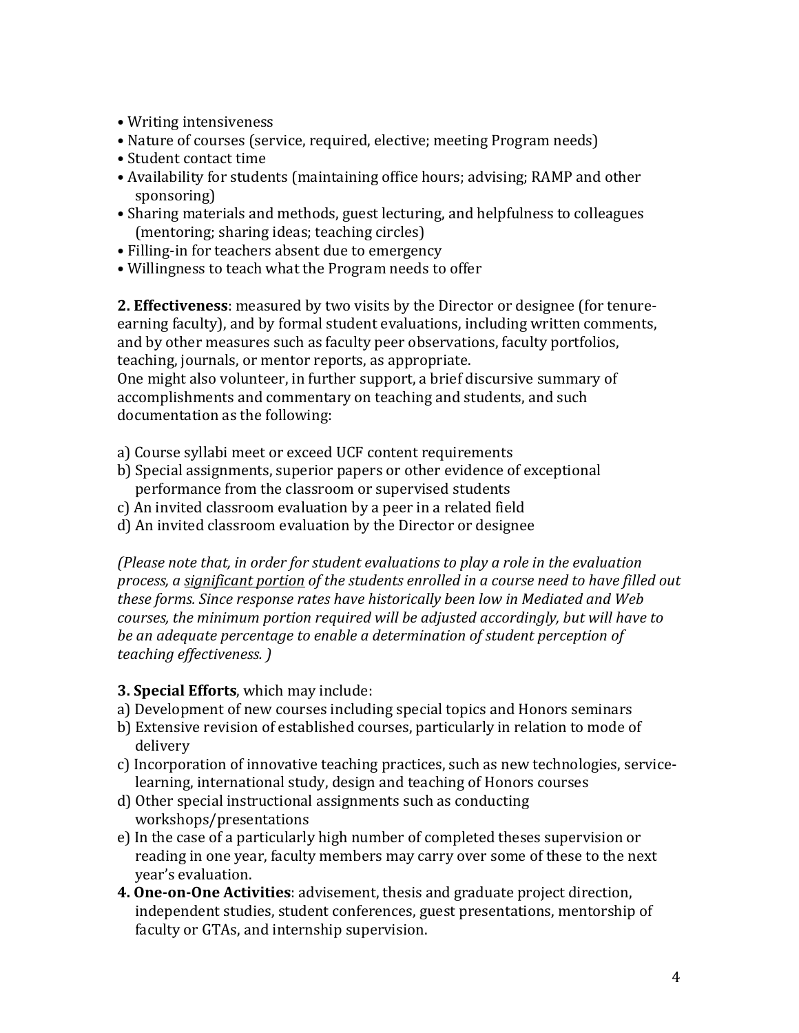- Writing intensiveness
- Nature of courses (service, required, elective; meeting Program needs)
- Student contact time
- Availability for students (maintaining office hours; advising; RAMP and other sponsoring)
- Sharing materials and methods, guest lecturing, and helpfulness to colleagues (mentoring; sharing ideas; teaching circles)
- Filling-in for teachers absent due to emergency
- Willingness to teach what the Program needs to offer

**2. Effectiveness**: measured by two visits by the Director or designee (for tenure-earning faculty), and by formal student evaluations, including written comments, and by other measures such as faculty peer observations, faculty portfolios, teaching, journals, or mentor reports, as appropriate.
One might also volunteer, in further support, a brief discursive summary of accomplishments and commentary on teaching and students, and such documentation as the following:

a) Course syllabi meet or exceed UCF content requirements
b) Special assignments, superior papers or other evidence of exceptional performance from the classroom or supervised students
c) An invited classroom evaluation by a peer in a related field
d) An invited classroom evaluation by the Director or designee

*(Please note that, in order for student evaluations to play a role in the evaluation process, a significant portion of the students enrolled in a course need to have filled out these forms. Since response rates have historically been low in Mediated and Web courses, the minimum portion required will be adjusted accordingly, but will have to be an adequate percentage to enable a determination of student perception of teaching effectiveness. )*

**3. Special Efforts**, which may include:
a) Development of new courses including special topics and Honors seminars
b) Extensive revision of established courses, particularly in relation to mode of delivery
c) Incorporation of innovative teaching practices, such as new technologies, service-learning, international study, design and teaching of Honors courses
d) Other special instructional assignments such as conducting workshops/presentations
e) In the case of a particularly high number of completed theses supervision or reading in one year, faculty members may carry over some of these to the next year's evaluation.

**4. One-on-One Activities**: advisement, thesis and graduate project direction, independent studies, student conferences, guest presentations, mentorship of faculty or GTAs, and internship supervision.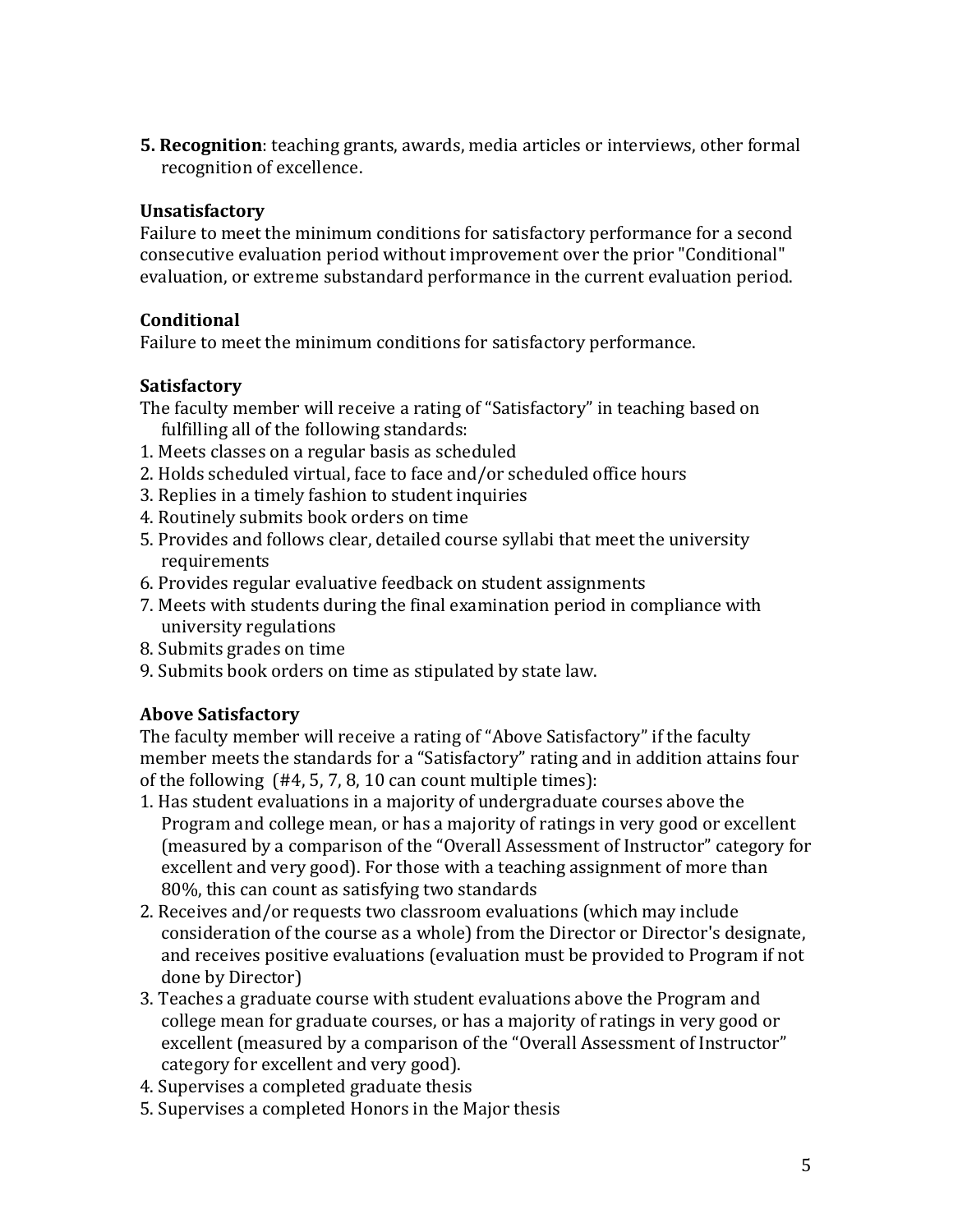5. **Recognition**: teaching grants, awards, media articles or interviews, other formal recognition of excellence.

**Unsatisfactory**

Failure to meet the minimum conditions for satisfactory performance for a second consecutive evaluation period without improvement over the prior "Conditional" evaluation, or extreme substandard performance in the current evaluation period.

**Conditional**

Failure to meet the minimum conditions for satisfactory performance.

**Satisfactory**

The faculty member will receive a rating of "Satisfactory" in teaching based on fulfilling all of the following standards:

1. Meets classes on a regular basis as scheduled
2. Holds scheduled virtual, face to face and/or scheduled office hours
3. Replies in a timely fashion to student inquiries
4. Routinely submits book orders on time
5. Provides and follows clear, detailed course syllabi that meet the university requirements
6. Provides regular evaluative feedback on student assignments
7. Meets with students during the final examination period in compliance with university regulations
8. Submits grades on time
9. Submits book orders on time as stipulated by state law.

**Above Satisfactory**

The faculty member will receive a rating of "Above Satisfactory" if the faculty member meets the standards for a "Satisfactory" rating and in addition attains four of the following (#4, 5, 7, 8, 10 can count multiple times):

1. Has student evaluations in a majority of undergraduate courses above the Program and college mean, or has a majority of ratings in very good or excellent (measured by a comparison of the "Overall Assessment of Instructor" category for excellent and very good). For those with a teaching assignment of more than 80%, this can count as satisfying two standards
2. Receives and/or requests two classroom evaluations (which may include consideration of the course as a whole) from the Director or Director's designate, and receives positive evaluations (evaluation must be provided to Program if not done by Director)
3. Teaches a graduate course with student evaluations above the Program and college mean for graduate courses, or has a majority of ratings in very good or excellent (measured by a comparison of the "Overall Assessment of Instructor" category for excellent and very good).
4. Supervises a completed graduate thesis
5. Supervises a completed Honors in the Major thesis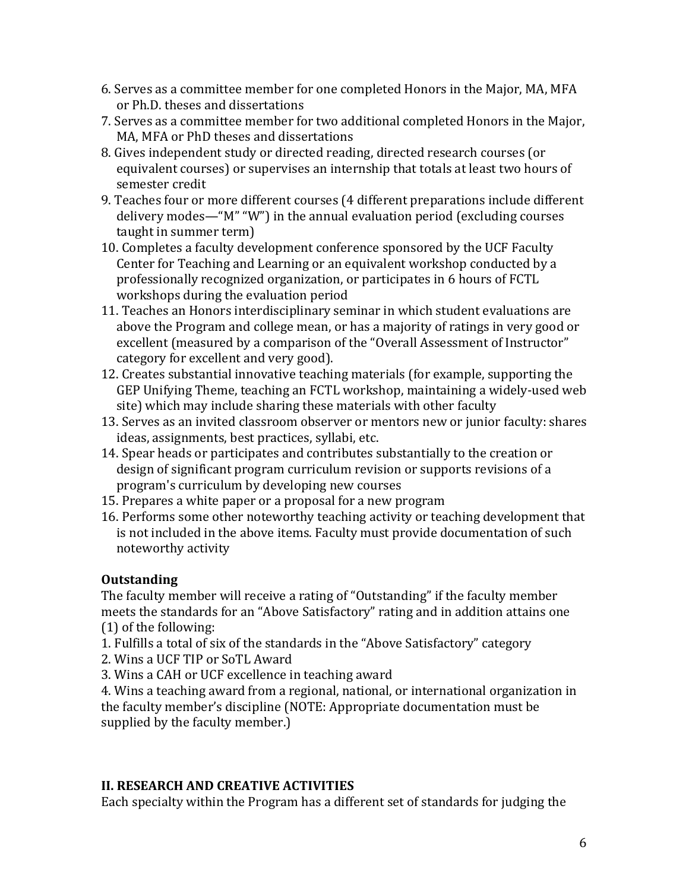6. Serves as a committee member for one completed Honors in the Major, MA, MFA or Ph.D. theses and dissertations
7. Serves as a committee member for two additional completed Honors in the Major, MA, MFA or PhD theses and dissertations
8. Gives independent study or directed reading, directed research courses (or equivalent courses) or supervises an internship that totals at least two hours of semester credit
9. Teaches four or more different courses (4 different preparations include different delivery modes—"M" "W") in the annual evaluation period (excluding courses taught in summer term)
10. Completes a faculty development conference sponsored by the UCF Faculty Center for Teaching and Learning or an equivalent workshop conducted by a professionally recognized organization, or participates in 6 hours of FCTL workshops during the evaluation period
11. Teaches an Honors interdisciplinary seminar in which student evaluations are above the Program and college mean, or has a majority of ratings in very good or excellent (measured by a comparison of the "Overall Assessment of Instructor" category for excellent and very good).
12. Creates substantial innovative teaching materials (for example, supporting the GEP Unifying Theme, teaching an FCTL workshop, maintaining a widely-used web site) which may include sharing these materials with other faculty
13. Serves as an invited classroom observer or mentors new or junior faculty: shares ideas, assignments, best practices, syllabi, etc.
14. Spear heads or participates and contributes substantially to the creation or design of significant program curriculum revision or supports revisions of a program's curriculum by developing new courses
15. Prepares a white paper or a proposal for a new program
16. Performs some other noteworthy teaching activity or teaching development that is not included in the above items. Faculty must provide documentation of such noteworthy activity

**Outstanding**

The faculty member will receive a rating of "Outstanding" if the faculty member meets the standards for an "Above Satisfactory" rating and in addition attains one (1) of the following:

1. Fulfills a total of six of the standards in the "Above Satisfactory" category
2. Wins a UCF TIP or SoTL Award
3. Wins a CAH or UCF excellence in teaching award
4. Wins a teaching award from a regional, national, or international organization in the faculty member's discipline (NOTE: Appropriate documentation must be supplied by the faculty member.)

## II. RESEARCH AND CREATIVE ACTIVITIES

Each specialty within the Program has a different set of standards for judging the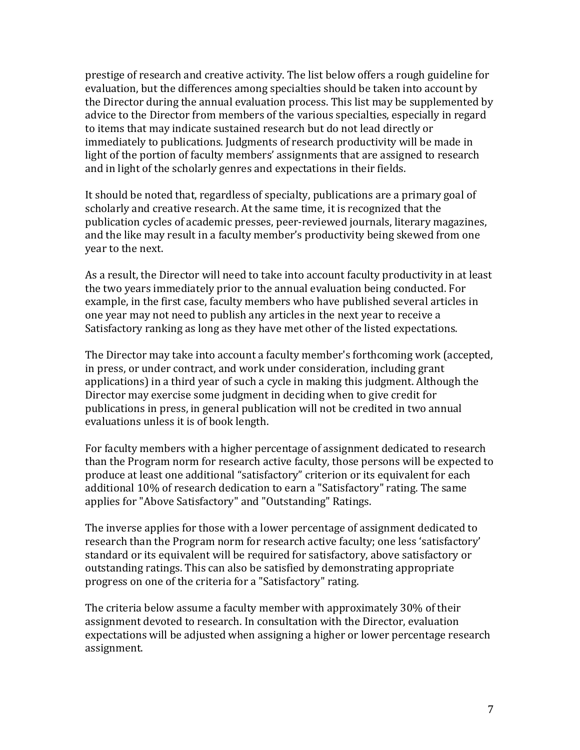prestige of research and creative activity. The list below offers a rough guideline for evaluation, but the differences among specialties should be taken into account by the Director during the annual evaluation process. This list may be supplemented by advice to the Director from members of the various specialties, especially in regard to items that may indicate sustained research but do not lead directly or immediately to publications. Judgments of research productivity will be made in light of the portion of faculty members' assignments that are assigned to research and in light of the scholarly genres and expectations in their fields.

It should be noted that, regardless of specialty, publications are a primary goal of scholarly and creative research. At the same time, it is recognized that the publication cycles of academic presses, peer-reviewed journals, literary magazines, and the like may result in a faculty member's productivity being skewed from one year to the next.

As a result, the Director will need to take into account faculty productivity in at least the two years immediately prior to the annual evaluation being conducted. For example, in the first case, faculty members who have published several articles in one year may not need to publish any articles in the next year to receive a Satisfactory ranking as long as they have met other of the listed expectations.

The Director may take into account a faculty member's forthcoming work (accepted, in press, or under contract, and work under consideration, including grant applications) in a third year of such a cycle in making this judgment. Although the Director may exercise some judgment in deciding when to give credit for publications in press, in general publication will not be credited in two annual evaluations unless it is of book length.

For faculty members with a higher percentage of assignment dedicated to research than the Program norm for research active faculty, those persons will be expected to produce at least one additional "satisfactory" criterion or its equivalent for each additional 10% of research dedication to earn a "Satisfactory" rating. The same applies for "Above Satisfactory" and "Outstanding" Ratings.

The inverse applies for those with a lower percentage of assignment dedicated to research than the Program norm for research active faculty; one less 'satisfactory' standard or its equivalent will be required for satisfactory, above satisfactory or outstanding ratings. This can also be satisfied by demonstrating appropriate progress on one of the criteria for a "Satisfactory" rating.

The criteria below assume a faculty member with approximately 30% of their assignment devoted to research. In consultation with the Director, evaluation expectations will be adjusted when assigning a higher or lower percentage research assignment.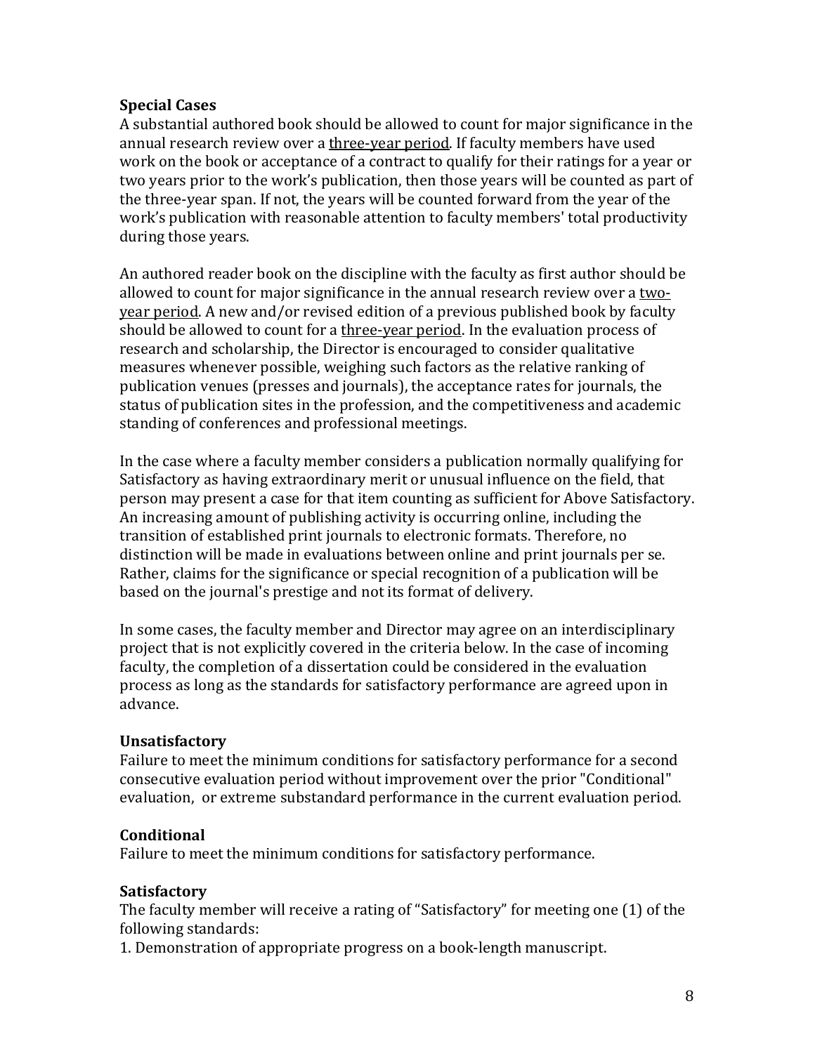**Special Cases**

A substantial authored book should be allowed to count for major significance in the annual research review over a <u>three-year period</u>. If faculty members have used work on the book or acceptance of a contract to qualify for their ratings for a year or two years prior to the work's publication, then those years will be counted as part of the three-year span. If not, the years will be counted forward from the year of the work's publication with reasonable attention to faculty members' total productivity during those years.

An authored reader book on the discipline with the faculty as first author should be allowed to count for major significance in the annual research review over a <u>two-year period</u>. A new and/or revised edition of a previous published book by faculty should be allowed to count for a <u>three-year period</u>. In the evaluation process of research and scholarship, the Director is encouraged to consider qualitative measures whenever possible, weighing such factors as the relative ranking of publication venues (presses and journals), the acceptance rates for journals, the status of publication sites in the profession, and the competitiveness and academic standing of conferences and professional meetings.

In the case where a faculty member considers a publication normally qualifying for Satisfactory as having extraordinary merit or unusual influence on the field, that person may present a case for that item counting as sufficient for Above Satisfactory. An increasing amount of publishing activity is occurring online, including the transition of established print journals to electronic formats. Therefore, no distinction will be made in evaluations between online and print journals per se. Rather, claims for the significance or special recognition of a publication will be based on the journal's prestige and not its format of delivery.

In some cases, the faculty member and Director may agree on an interdisciplinary project that is not explicitly covered in the criteria below. In the case of incoming faculty, the completion of a dissertation could be considered in the evaluation process as long as the standards for satisfactory performance are agreed upon in advance.

**Unsatisfactory**

Failure to meet the minimum conditions for satisfactory performance for a second consecutive evaluation period without improvement over the prior "Conditional" evaluation, or extreme substandard performance in the current evaluation period.

**Conditional**

Failure to meet the minimum conditions for satisfactory performance.

**Satisfactory**

The faculty member will receive a rating of "Satisfactory" for meeting one (1) of the following standards:

1. Demonstration of appropriate progress on a book-length manuscript.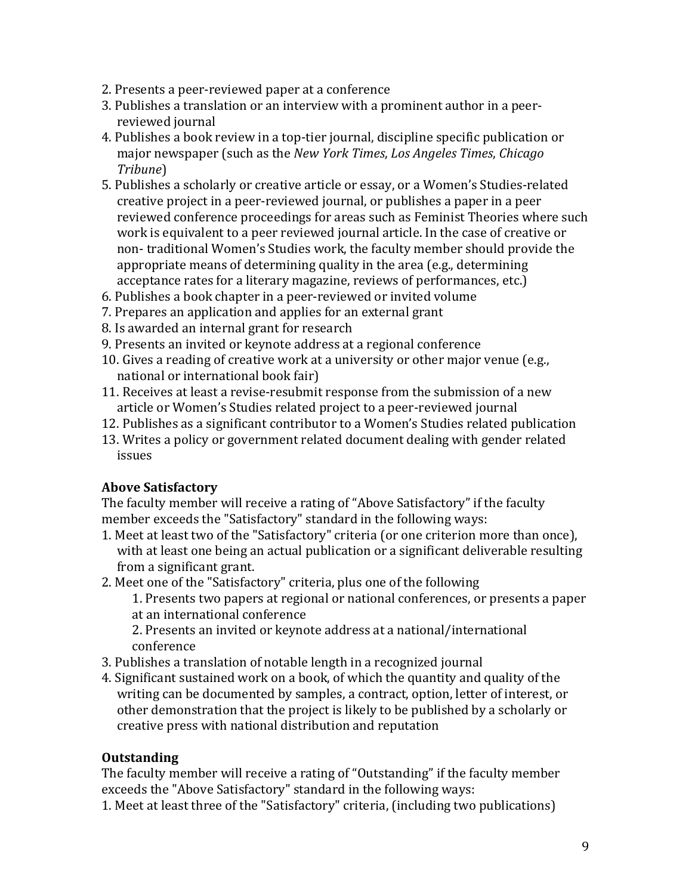2. Presents a peer-reviewed paper at a conference
3. Publishes a translation or an interview with a prominent author in a peer-reviewed journal
4. Publishes a book review in a top-tier journal, discipline specific publication or major newspaper (such as the *New York Times*, *Los Angeles Times*, *Chicago Tribune*)
5. Publishes a scholarly or creative article or essay, or a Women's Studies-related creative project in a peer-reviewed journal, or publishes a paper in a peer reviewed conference proceedings for areas such as Feminist Theories where such work is equivalent to a peer reviewed journal article. In the case of creative or non- traditional Women's Studies work, the faculty member should provide the appropriate means of determining quality in the area (e.g., determining acceptance rates for a literary magazine, reviews of performances, etc.)
6. Publishes a book chapter in a peer-reviewed or invited volume
7. Prepares an application and applies for an external grant
8. Is awarded an internal grant for research
9. Presents an invited or keynote address at a regional conference
10. Gives a reading of creative work at a university or other major venue (e.g., national or international book fair)
11. Receives at least a revise-resubmit response from the submission of a new article or Women's Studies related project to a peer-reviewed journal
12. Publishes as a significant contributor to a Women's Studies related publication
13. Writes a policy or government related document dealing with gender related issues

**Above Satisfactory**

The faculty member will receive a rating of "Above Satisfactory" if the faculty member exceeds the "Satisfactory" standard in the following ways:

1. Meet at least two of the "Satisfactory" criteria (or one criterion more than once), with at least one being an actual publication or a significant deliverable resulting from a significant grant.
2. Meet one of the "Satisfactory" criteria, plus one of the following
    1. Presents two papers at regional or national conferences, or presents a paper at an international conference
    2. Presents an invited or keynote address at a national/international conference
3. Publishes a translation of notable length in a recognized journal
4. Significant sustained work on a book, of which the quantity and quality of the writing can be documented by samples, a contract, option, letter of interest, or other demonstration that the project is likely to be published by a scholarly or creative press with national distribution and reputation

**Outstanding**

The faculty member will receive a rating of "Outstanding" if the faculty member exceeds the "Above Satisfactory" standard in the following ways:

1. Meet at least three of the "Satisfactory" criteria, (including two publications)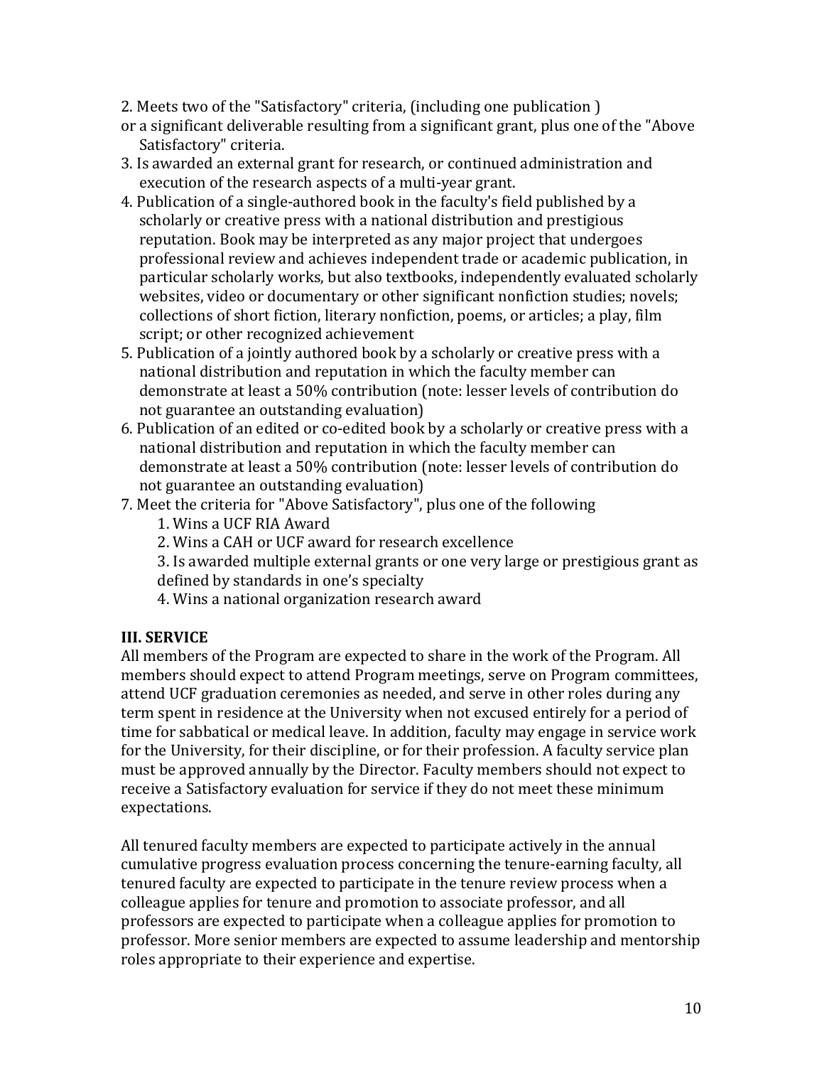2. Meets two of the "Satisfactory" criteria, (including one publication ) or a significant deliverable resulting from a significant grant, plus one of the "Above Satisfactory" criteria.
3. Is awarded an external grant for research, or continued administration and execution of the research aspects of a multi-year grant.
4. Publication of a single-authored book in the faculty's field published by a scholarly or creative press with a national distribution and prestigious reputation. Book may be interpreted as any major project that undergoes professional review and achieves independent trade or academic publication, in particular scholarly works, but also textbooks, independently evaluated scholarly websites, video or documentary or other significant nonfiction studies; novels; collections of short fiction, literary nonfiction, poems, or articles; a play, film script; or other recognized achievement
5. Publication of a jointly authored book by a scholarly or creative press with a national distribution and reputation in which the faculty member can demonstrate at least a 50% contribution (note: lesser levels of contribution do not guarantee an outstanding evaluation)
6. Publication of an edited or co-edited book by a scholarly or creative press with a national distribution and reputation in which the faculty member can demonstrate at least a 50% contribution (note: lesser levels of contribution do not guarantee an outstanding evaluation)
7. Meet the criteria for "Above Satisfactory", plus one of the following
    1. Wins a UCF RIA Award
    2. Wins a CAH or UCF award for research excellence
    3. Is awarded multiple external grants or one very large or prestigious grant as defined by standards in one's specialty
    4. Wins a national organization research award

**III. SERVICE**

All members of the Program are expected to share in the work of the Program. All members should expect to attend Program meetings, serve on Program committees, attend UCF graduation ceremonies as needed, and serve in other roles during any term spent in residence at the University when not excused entirely for a period of time for sabbatical or medical leave. In addition, faculty may engage in service work for the University, for their discipline, or for their profession. A faculty service plan must be approved annually by the Director. Faculty members should not expect to receive a Satisfactory evaluation for service if they do not meet these minimum expectations.

All tenured faculty members are expected to participate actively in the annual cumulative progress evaluation process concerning the tenure-earning faculty, all tenured faculty are expected to participate in the tenure review process when a colleague applies for tenure and promotion to associate professor, and all professors are expected to participate when a colleague applies for promotion to professor. More senior members are expected to assume leadership and mentorship roles appropriate to their experience and expertise.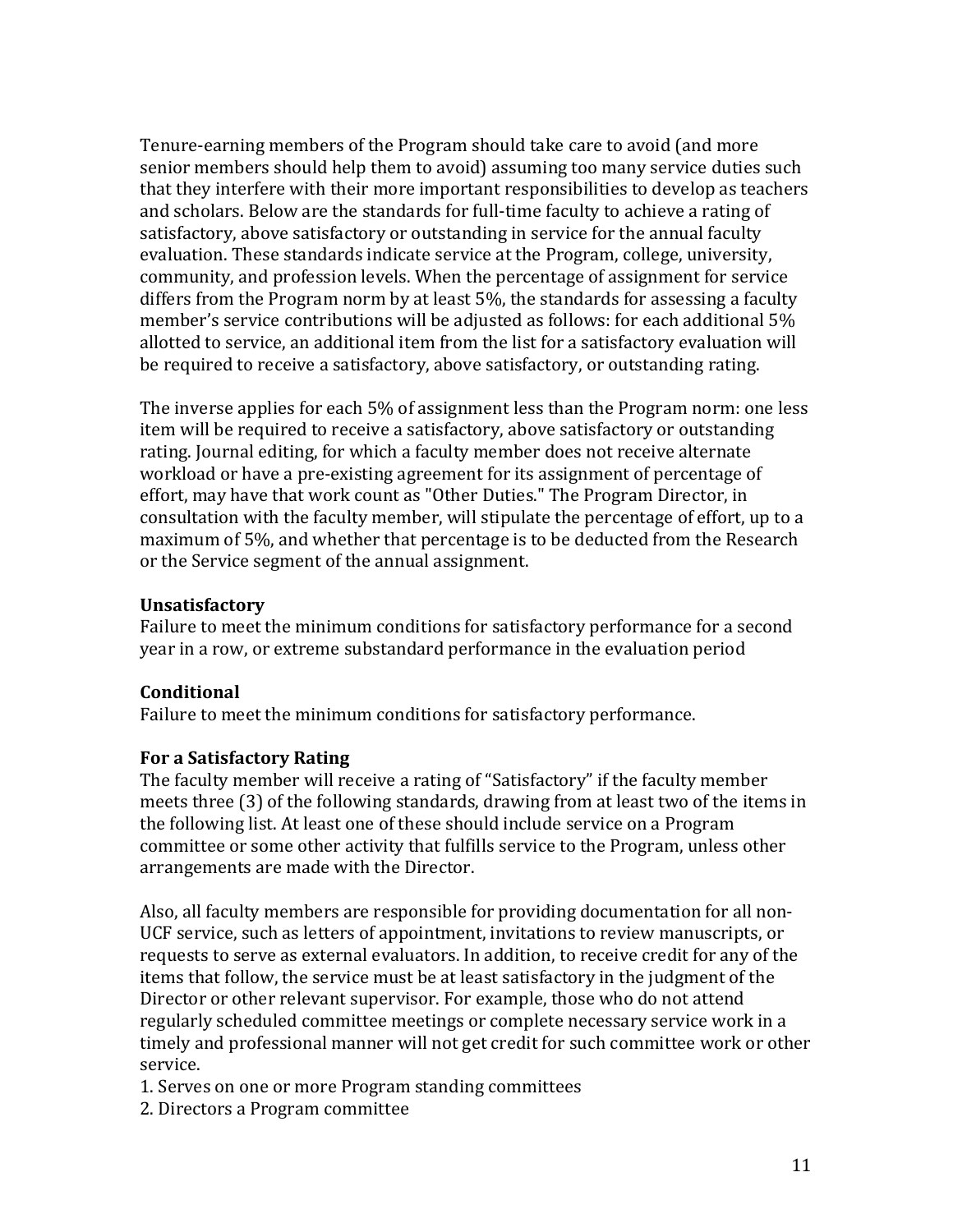Tenure-earning members of the Program should take care to avoid (and more senior members should help them to avoid) assuming too many service duties such that they interfere with their more important responsibilities to develop as teachers and scholars. Below are the standards for full-time faculty to achieve a rating of satisfactory, above satisfactory or outstanding in service for the annual faculty evaluation. These standards indicate service at the Program, college, university, community, and profession levels. When the percentage of assignment for service differs from the Program norm by at least 5%, the standards for assessing a faculty member's service contributions will be adjusted as follows: for each additional 5% allotted to service, an additional item from the list for a satisfactory evaluation will be required to receive a satisfactory, above satisfactory, or outstanding rating.

The inverse applies for each 5% of assignment less than the Program norm: one less item will be required to receive a satisfactory, above satisfactory or outstanding rating. Journal editing, for which a faculty member does not receive alternate workload or have a pre-existing agreement for its assignment of percentage of effort, may have that work count as "Other Duties." The Program Director, in consultation with the faculty member, will stipulate the percentage of effort, up to a maximum of 5%, and whether that percentage is to be deducted from the Research or the Service segment of the annual assignment.

**Unsatisfactory**
Failure to meet the minimum conditions for satisfactory performance for a second year in a row, or extreme substandard performance in the evaluation period

**Conditional**
Failure to meet the minimum conditions for satisfactory performance.

**For a Satisfactory Rating**
The faculty member will receive a rating of "Satisfactory" if the faculty member meets three (3) of the following standards, drawing from at least two of the items in the following list. At least one of these should include service on a Program committee or some other activity that fulfills service to the Program, unless other arrangements are made with the Director.

Also, all faculty members are responsible for providing documentation for all non-UCF service, such as letters of appointment, invitations to review manuscripts, or requests to serve as external evaluators. In addition, to receive credit for any of the items that follow, the service must be at least satisfactory in the judgment of the Director or other relevant supervisor. For example, those who do not attend regularly scheduled committee meetings or complete necessary service work in a timely and professional manner will not get credit for such committee work or other service.

1. Serves on one or more Program standing committees
2. Directors a Program committee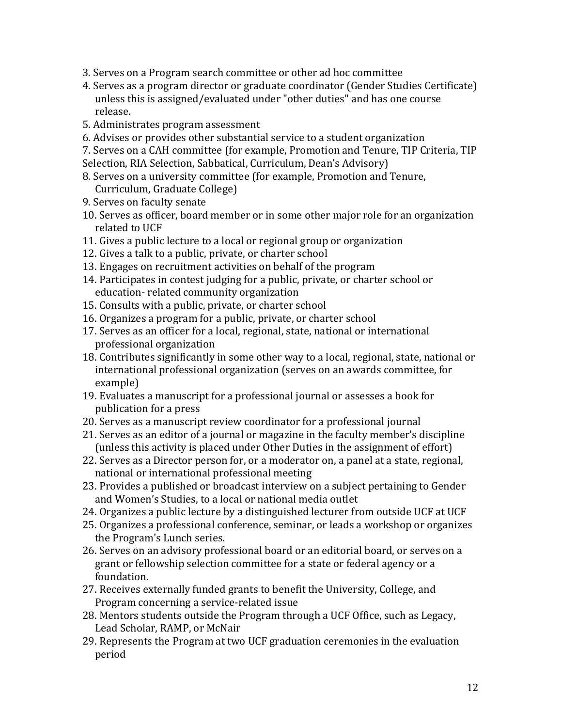3. Serves on a Program search committee or other ad hoc committee
4. Serves as a program director or graduate coordinator (Gender Studies Certificate) unless this is assigned/evaluated under "other duties" and has one course release.
5. Administrates program assessment
6. Advises or provides other substantial service to a student organization
7. Serves on a CAH committee (for example, Promotion and Tenure, TIP Criteria, TIP Selection, RIA Selection, Sabbatical, Curriculum, Dean's Advisory)
8. Serves on a university committee (for example, Promotion and Tenure, Curriculum, Graduate College)
9. Serves on faculty senate
10. Serves as officer, board member or in some other major role for an organization related to UCF
11. Gives a public lecture to a local or regional group or organization
12. Gives a talk to a public, private, or charter school
13. Engages on recruitment activities on behalf of the program
14. Participates in contest judging for a public, private, or charter school or education- related community organization
15. Consults with a public, private, or charter school
16. Organizes a program for a public, private, or charter school
17. Serves as an officer for a local, regional, state, national or international professional organization
18. Contributes significantly in some other way to a local, regional, state, national or international professional organization (serves on an awards committee, for example)
19. Evaluates a manuscript for a professional journal or assesses a book for publication for a press
20. Serves as a manuscript review coordinator for a professional journal
21. Serves as an editor of a journal or magazine in the faculty member's discipline (unless this activity is placed under Other Duties in the assignment of effort)
22. Serves as a Director person for, or a moderator on, a panel at a state, regional, national or international professional meeting
23. Provides a published or broadcast interview on a subject pertaining to Gender and Women's Studies, to a local or national media outlet
24. Organizes a public lecture by a distinguished lecturer from outside UCF at UCF
25. Organizes a professional conference, seminar, or leads a workshop or organizes the Program's Lunch series.
26. Serves on an advisory professional board or an editorial board, or serves on a grant or fellowship selection committee for a state or federal agency or a foundation.
27. Receives externally funded grants to benefit the University, College, and Program concerning a service-related issue
28. Mentors students outside the Program through a UCF Office, such as Legacy, Lead Scholar, RAMP, or McNair
29. Represents the Program at two UCF graduation ceremonies in the evaluation period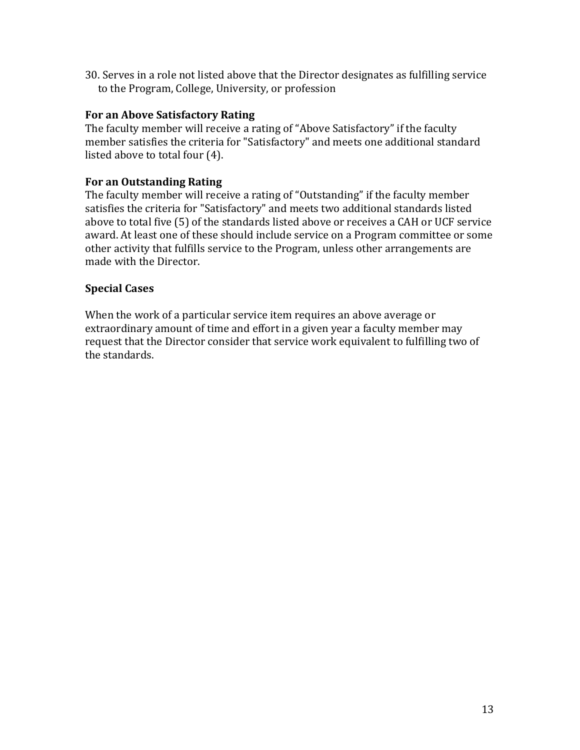30. Serves in a role not listed above that the Director designates as fulfilling service to the Program, College, University, or profession

**For an Above Satisfactory Rating**

The faculty member will receive a rating of "Above Satisfactory" if the faculty member satisfies the criteria for "Satisfactory" and meets one additional standard listed above to total four (4).

**For an Outstanding Rating**

The faculty member will receive a rating of "Outstanding" if the faculty member satisfies the criteria for "Satisfactory" and meets two additional standards listed above to total five (5) of the standards listed above or receives a CAH or UCF service award. At least one of these should include service on a Program committee or some other activity that fulfills service to the Program, unless other arrangements are made with the Director.

**Special Cases**

When the work of a particular service item requires an above average or extraordinary amount of time and effort in a given year a faculty member may request that the Director consider that service work equivalent to fulfilling two of the standards.